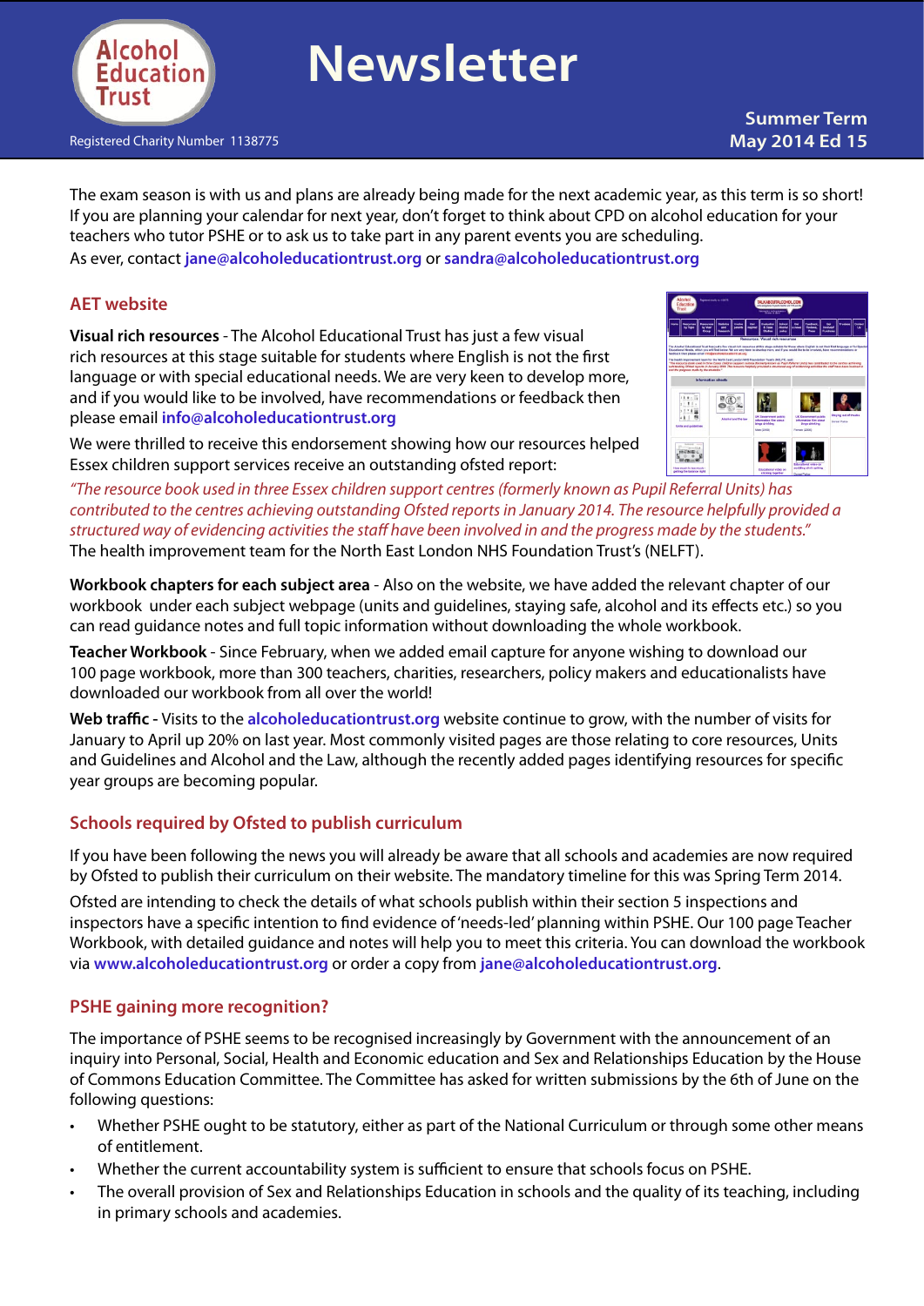# Alcohol Education Trust

# Newsletter

Registered Charity Number 1138775

**Summer Term**
**May 2014 Ed 15**

The exam season is with us and plans are already being made for the next academic year, as this term is so short! If you are planning your calendar for next year, don't forget to think about CPD on alcohol education for your teachers who tutor PSHE or to ask us to take part in any parent events you are scheduling.
As ever, contact **jane@alcoholeducationtrust.org** or **sandra@alcoholeducationtrust.org**

## AET website

**Visual rich resources** - The Alcohol Educational Trust has just a few visual rich resources at this stage suitable for students where English is not the first language or with special educational needs. We are very keen to develop more, and if you would like to be involved, have recommendations or feedback then please email **info@alcoholeducationtrust.org**

We were thrilled to receive this endorsement showing how our resources helped Essex children support services receive an outstanding ofsted report:

*"The resource book used in three Essex children support centres (formerly known as Pupil Referral Units) has contributed to the centres achieving outstanding Ofsted reports in January 2014. The resource helpfully provided a structured way of evidencing activities the staff have been involved in and the progress made by the students."*
The health improvement team for the North East London NHS Foundation Trust's (NELFT).

**Workbook chapters for each subject area** - Also on the website, we have added the relevant chapter of our workbook under each subject webpage (units and guidelines, staying safe, alcohol and its effects etc.) so you can read guidance notes and full topic information without downloading the whole workbook.

**Teacher Workbook** - Since February, when we added email capture for anyone wishing to download our 100 page workbook, more than 300 teachers, charities, researchers, policy makers and educationalists have downloaded our workbook from all over the world!

**Web traffic** - Visits to the **alcoholeducationtrust.org** website continue to grow, with the number of visits for January to April up 20% on last year. Most commonly visited pages are those relating to core resources, Units and Guidelines and Alcohol and the Law, although the recently added pages identifying resources for specific year groups are becoming popular.

## Schools required by Ofsted to publish curriculum

If you have been following the news you will already be aware that all schools and academies are now required by Ofsted to publish their curriculum on their website. The mandatory timeline for this was Spring Term 2014.

Ofsted are intending to check the details of what schools publish within their section 5 inspections and inspectors have a specific intention to find evidence of 'needs-led' planning within PSHE. Our 100 page Teacher Workbook, with detailed guidance and notes will help you to meet this criteria. You can download the workbook via **www.alcoholeducationtrust.org** or order a copy from **jane@alcoholeducationtrust.org**.

## PSHE gaining more recognition?

The importance of PSHE seems to be recognised increasingly by Government with the announcement of an inquiry into Personal, Social, Health and Economic education and Sex and Relationships Education by the House of Commons Education Committee. The Committee has asked for written submissions by the 6th of June on the following questions:

- Whether PSHE ought to be statutory, either as part of the National Curriculum or through some other means of entitlement.
- Whether the current accountability system is sufficient to ensure that schools focus on PSHE.
- The overall provision of Sex and Relationships Education in schools and the quality of its teaching, including in primary schools and academies.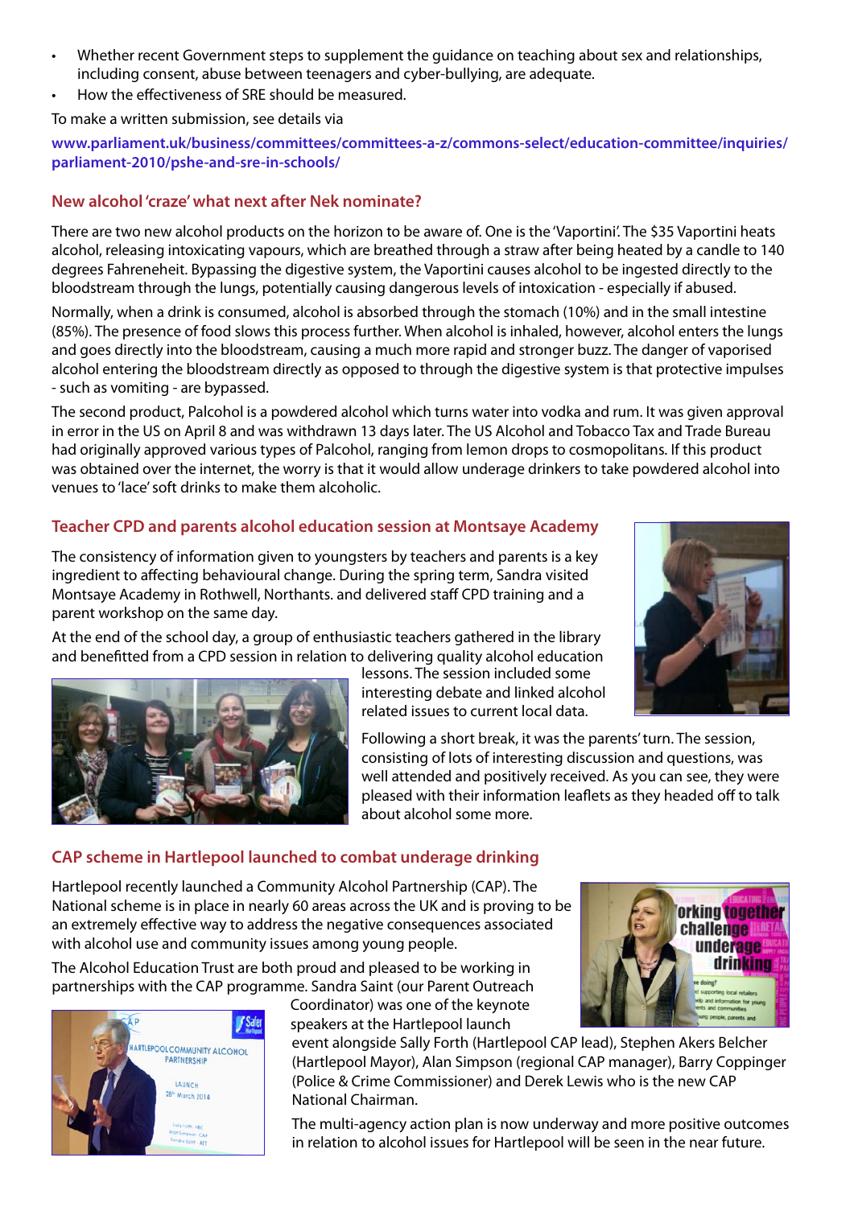- Whether recent Government steps to supplement the guidance on teaching about sex and relationships, including consent, abuse between teenagers and cyber-bullying, are adequate.
- How the effectiveness of SRE should be measured.

To make a written submission, see details via

**www.parliament.uk/business/committees/committees-a-z/commons-select/education-committee/inquiries/parliament-2010/pshe-and-sre-in-schools/**

## New alcohol 'craze' what next after Nek nominate?

There are two new alcohol products on the horizon to be aware of. One is the 'Vaportini'. The $35 Vaportini heats alcohol, releasing intoxicating vapours, which are breathed through a straw after being heated by a candle to 140 degrees Fahreneheit. Bypassing the digestive system, the Vaportini causes alcohol to be ingested directly to the bloodstream through the lungs, potentially causing dangerous levels of intoxication - especially if abused.

Normally, when a drink is consumed, alcohol is absorbed through the stomach (10%) and in the small intestine (85%). The presence of food slows this process further. When alcohol is inhaled, however, alcohol enters the lungs and goes directly into the bloodstream, causing a much more rapid and stronger buzz. The danger of vaporised alcohol entering the bloodstream directly as opposed to through the digestive system is that protective impulses - such as vomiting - are bypassed.

The second product, Palcohol is a powdered alcohol which turns water into vodka and rum. It was given approval in error in the US on April 8 and was withdrawn 13 days later. The US Alcohol and Tobacco Tax and Trade Bureau had originally approved various types of Palcohol, ranging from lemon drops to cosmopolitans. If this product was obtained over the internet, the worry is that it would allow underage drinkers to take powdered alcohol into venues to 'lace' soft drinks to make them alcoholic.

## Teacher CPD and parents alcohol education session at Montsaye Academy

The consistency of information given to youngsters by teachers and parents is a key ingredient to affecting behavioural change. During the spring term, Sandra visited Montsaye Academy in Rothwell, Northants. and delivered staff CPD training and a parent workshop on the same day.

At the end of the school day, a group of enthusiastic teachers gathered in the library and benefitted from a CPD session in relation to delivering quality alcohol education lessons. The session included some interesting debate and linked alcohol related issues to current local data.

Following a short break, it was the parents' turn. The session, consisting of lots of interesting discussion and questions, was well attended and positively received. As you can see, they were pleased with their information leaflets as they headed off to talk about alcohol some more.

## CAP scheme in Hartlepool launched to combat underage drinking

Hartlepool recently launched a Community Alcohol Partnership (CAP). The National scheme is in place in nearly 60 areas across the UK and is proving to be an extremely effective way to address the negative consequences associated with alcohol use and community issues among young people.

The Alcohol Education Trust are both proud and pleased to be working in partnerships with the CAP programme. Sandra Saint (our Parent Outreach Coordinator) was one of the keynote speakers at the Hartlepool launch event alongside Sally Forth (Hartlepool CAP lead), Stephen Akers Belcher (Hartlepool Mayor), Alan Simpson (regional CAP manager), Barry Coppinger (Police & Crime Commissioner) and Derek Lewis who is the new CAP National Chairman.

The multi-agency action plan is now underway and more positive outcomes in relation to alcohol issues for Hartlepool will be seen in the near future.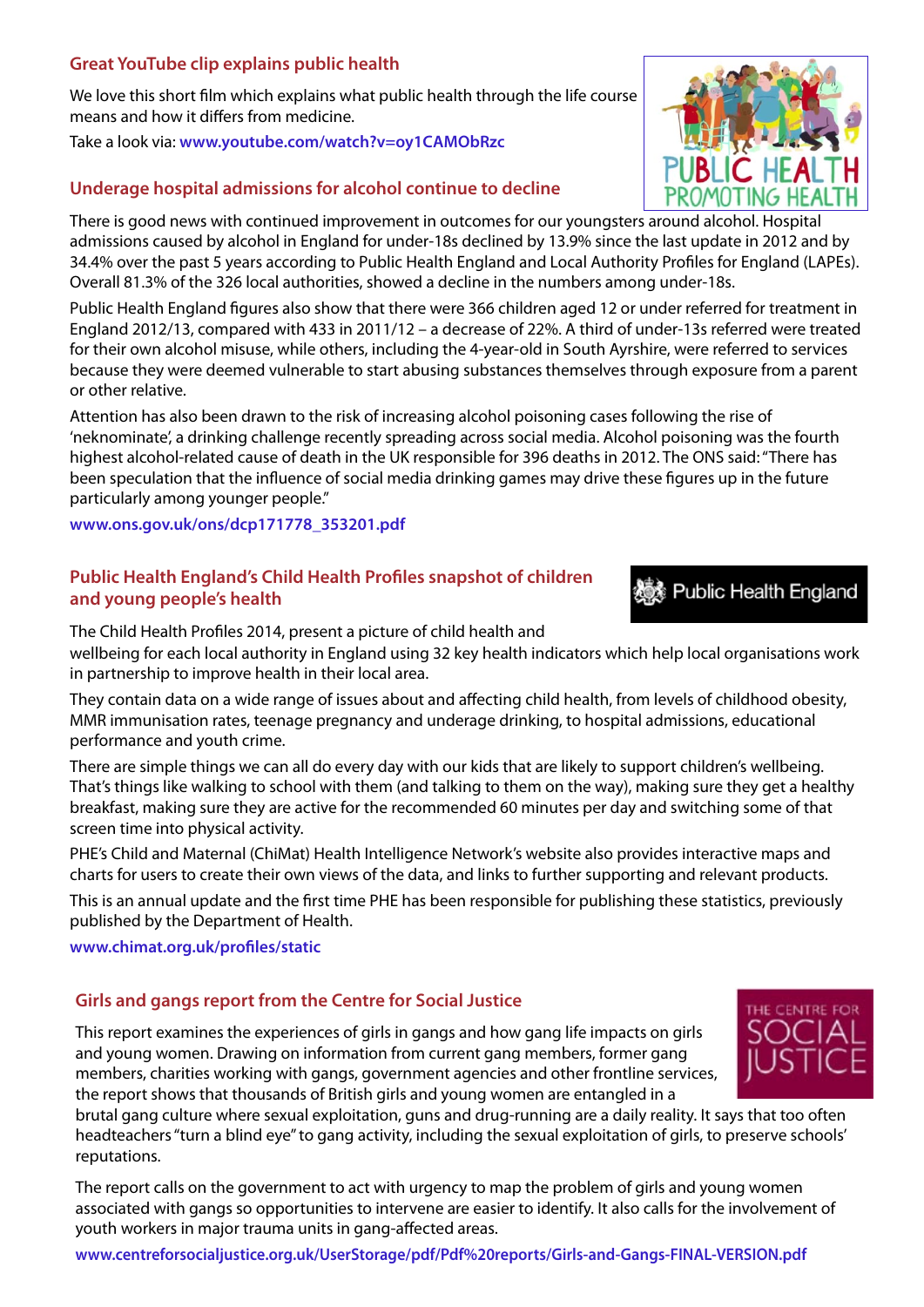## Great YouTube clip explains public health

We love this short film which explains what public health through the life course means and how it differs from medicine.

Take a look via: **www.youtube.com/watch?v=oy1CAMObRzc**

## Underage hospital admissions for alcohol continue to decline

There is good news with continued improvement in outcomes for our youngsters around alcohol. Hospital admissions caused by alcohol in England for under-18s declined by 13.9% since the last update in 2012 and by 34.4% over the past 5 years according to Public Health England and Local Authority Profiles for England (LAPEs). Overall 81.3% of the 326 local authorities, showed a decline in the numbers among under-18s.

Public Health England figures also show that there were 366 children aged 12 or under referred for treatment in England 2012/13, compared with 433 in 2011/12 – a decrease of 22%. A third of under-13s referred were treated for their own alcohol misuse, while others, including the 4-year-old in South Ayrshire, were referred to services because they were deemed vulnerable to start abusing substances themselves through exposure from a parent or other relative.

Attention has also been drawn to the risk of increasing alcohol poisoning cases following the rise of 'neknominate', a drinking challenge recently spreading across social media. Alcohol poisoning was the fourth highest alcohol-related cause of death in the UK responsible for 396 deaths in 2012. The ONS said: "There has been speculation that the influence of social media drinking games may drive these figures up in the future particularly among younger people."

**www.ons.gov.uk/ons/dcp171778_353201.pdf**

## Public Health England's Child Health Profiles snapshot of children and young people's health

The Child Health Profiles 2014, present a picture of child health and wellbeing for each local authority in England using 32 key health indicators which help local organisations work in partnership to improve health in their local area.

They contain data on a wide range of issues about and affecting child health, from levels of childhood obesity, MMR immunisation rates, teenage pregnancy and underage drinking, to hospital admissions, educational performance and youth crime.

There are simple things we can all do every day with our kids that are likely to support children's wellbeing. That's things like walking to school with them (and talking to them on the way), making sure they get a healthy breakfast, making sure they are active for the recommended 60 minutes per day and switching some of that screen time into physical activity.

PHE's Child and Maternal (ChiMat) Health Intelligence Network's website also provides interactive maps and charts for users to create their own views of the data, and links to further supporting and relevant products.

This is an annual update and the first time PHE has been responsible for publishing these statistics, previously published by the Department of Health.

**www.chimat.org.uk/profiles/static**

## Girls and gangs report from the Centre for Social Justice

This report examines the experiences of girls in gangs and how gang life impacts on girls and young women. Drawing on information from current gang members, former gang members, charities working with gangs, government agencies and other frontline services, the report shows that thousands of British girls and young women are entangled in a brutal gang culture where sexual exploitation, guns and drug-running are a daily reality. It says that too often headteachers "turn a blind eye" to gang activity, including the sexual exploitation of girls, to preserve schools' reputations.

The report calls on the government to act with urgency to map the problem of girls and young women associated with gangs so opportunities to intervene are easier to identify. It also calls for the involvement of youth workers in major trauma units in gang-affected areas.

**www.centreforsocialjustice.org.uk/UserStorage/pdf/Pdf%20reports/Girls-and-Gangs-FINAL-VERSION.pdf**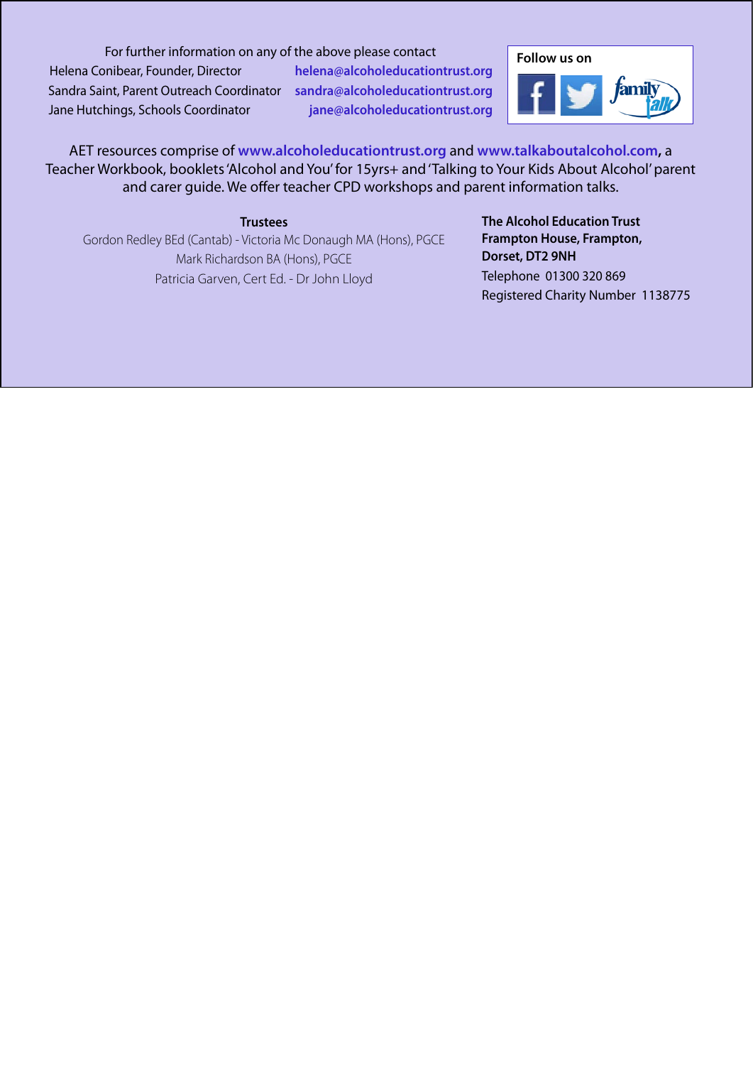For further information on any of the above please contact

| | |
|---|---|
| Helena Conibear, Founder, Director | helena@alcoholeducationtrust.org |
| Sandra Saint, Parent Outreach Coordinator | sandra@alcoholeducationtrust.org |
| Jane Hutchings, Schools Coordinator | jane@alcoholeducationtrust.org |

**Follow us on**

AET resources comprise of **www.alcoholeducationtrust.org** and **www.talkaboutalcohol.com**, a Teacher Workbook, booklets 'Alcohol and You' for 15yrs+ and 'Talking to Your Kids About Alcohol' parent and carer guide. We offer teacher CPD workshops and parent information talks.

**Trustees**

Gordon Redley BEd (Cantab) - Victoria Mc Donaugh MA (Hons), PGCE
Mark Richardson BA (Hons), PGCE
Patricia Garven, Cert Ed. - Dr John Lloyd

**The Alcohol Education Trust**
**Frampton House, Frampton,**
**Dorset, DT2 9NH**
Telephone 01300 320 869
Registered Charity Number 1138775